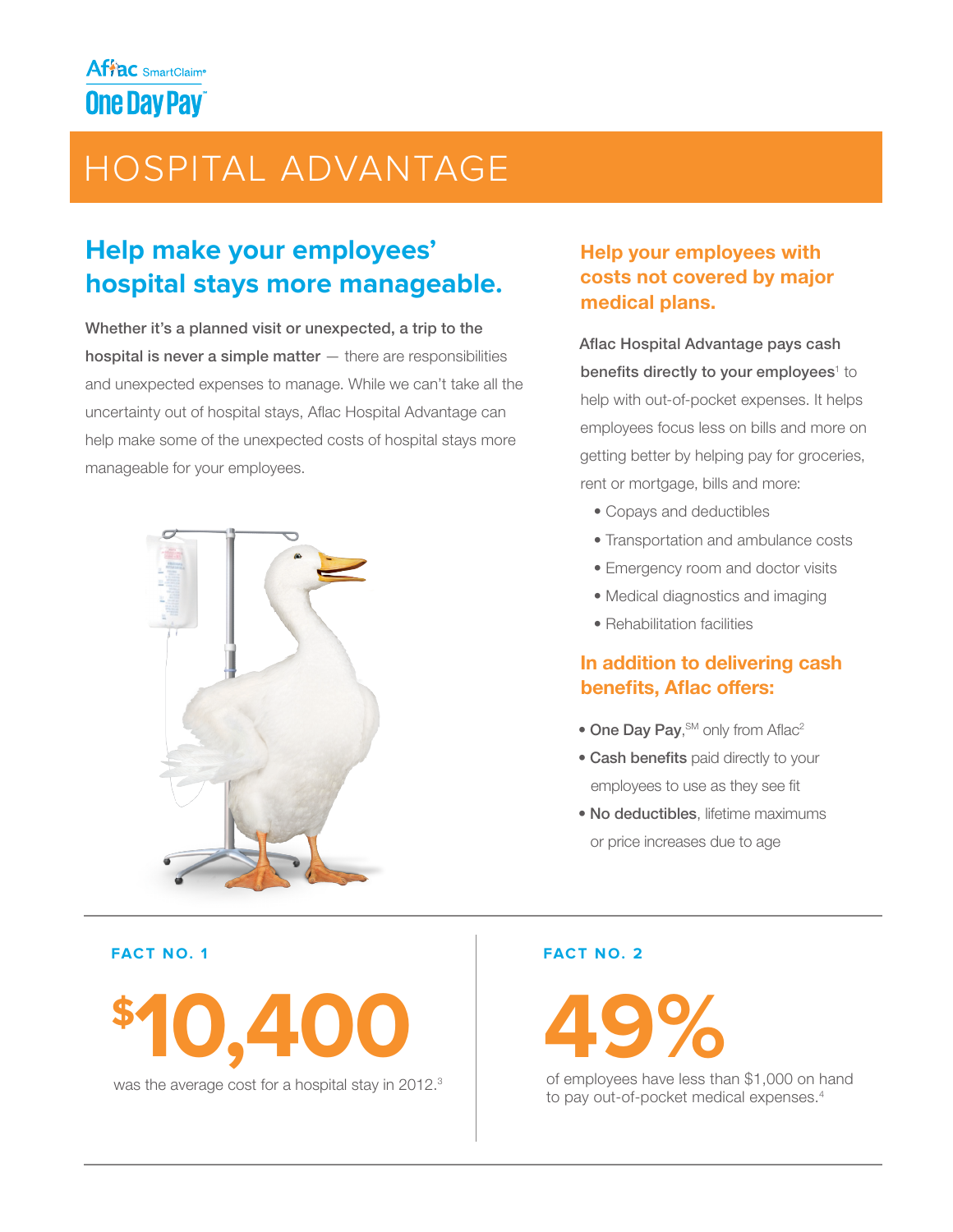Aflac SmartClaim®

One Day Pay℠

# HOSPITAL ADVANTAGE

## Help make your employees' hospital stays more manageable.

**Whether it's a planned visit or unexpected, a trip to the hospital is never a simple matter** — there are responsibilities and unexpected expenses to manage. While we can't take all the uncertainty out of hospital stays, Aflac Hospital Advantage can help make some of the unexpected costs of hospital stays more manageable for your employees.

## Help your employees with costs not covered by major medical plans.

**Aflac Hospital Advantage pays cash benefits directly to your employees**[1] to help with out-of-pocket expenses. It helps employees focus less on bills and more on getting better by helping pay for groceries, rent or mortgage, bills and more:

- Copays and deductibles
- Transportation and ambulance costs
- Emergency room and doctor visits
- Medical diagnostics and imaging
- Rehabilitation facilities

## In addition to delivering cash benefits, Aflac offers:

- **One Day Pay**,℠ only from Aflac[2]
- **Cash benefits** paid directly to your employees to use as they see fit
- **No deductibles**, lifetime maximums or price increases due to age

**FACT NO. 1**

**$10,400**

was the average cost for a hospital stay in 2012.[3]

**FACT NO. 2**

**49%**

of employees have less than $1,000 on hand to pay out-of-pocket medical expenses.[4]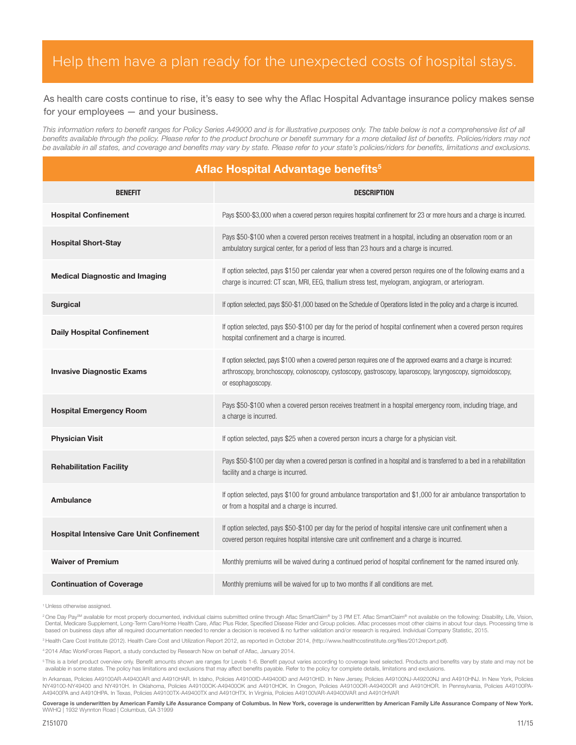# Help them have a plan ready for the unexpected costs of hospital stays.

As health care costs continue to rise, it's easy to see why the Aflac Hospital Advantage insurance policy makes sense for your employees — and your business.

*This information refers to benefit ranges for Policy Series A49000 and is for illustrative purposes only. The table below is not a comprehensive list of all benefits available through the policy. Please refer to the product brochure or benefit summary for a more detailed list of benefits. Policies/riders may not be available in all states, and coverage and benefits may vary by state. Please refer to your state's policies/riders for benefits, limitations and exclusions.*

## Aflac Hospital Advantage benefits[5]

| BENEFIT | DESCRIPTION |
|---|---|
| **Hospital Confinement** | Pays $500-$3,000 when a covered person requires hospital confinement for 23 or more hours and a charge is incurred. |
| **Hospital Short-Stay** | Pays $50-$100 when a covered person receives treatment in a hospital, including an observation room or an ambulatory surgical center, for a period of less than 23 hours and a charge is incurred. |
| **Medical Diagnostic and Imaging** | If option selected, pays $150 per calendar year when a covered person requires one of the following exams and a charge is incurred: CT scan, MRI, EEG, thallium stress test, myelogram, angiogram, or arteriogram. |
| **Surgical** | If option selected, pays $50-$1,000 based on the Schedule of Operations listed in the policy and a charge is incurred. |
| **Daily Hospital Confinement** | If option selected, pays $50-$100 per day for the period of hospital confinement when a covered person requires hospital confinement and a charge is incurred. |
| **Invasive Diagnostic Exams** | If option selected, pays $100 when a covered person requires one of the approved exams and a charge is incurred: arthroscopy, bronchoscopy, colonoscopy, cystoscopy, gastroscopy, laparoscopy, laryngoscopy, sigmoidoscopy, or esophagoscopy. |
| **Hospital Emergency Room** | Pays $50-$100 when a covered person receives treatment in a hospital emergency room, including triage, and a charge is incurred. |
| **Physician Visit** | If option selected, pays $25 when a covered person incurs a charge for a physician visit. |
| **Rehabilitation Facility** | Pays $50-$100 per day when a covered person is confined in a hospital and is transferred to a bed in a rehabilitation facility and a charge is incurred. |
| **Ambulance** | If option selected, pays $100 for ground ambulance transportation and $1,000 for air ambulance transportation to or from a hospital and a charge is incurred. |
| **Hospital Intensive Care Unit Confinement** | If option selected, pays $50-$100 per day for the period of hospital intensive care unit confinement when a covered person requires hospital intensive care unit confinement and a charge is incurred. |
| **Waiver of Premium** | Monthly premiums will be waived during a continued period of hospital confinement for the named insured only. |
| **Continuation of Coverage** | Monthly premiums will be waived for up to two months if all conditions are met. |

[1] Unless otherwise assigned.

[2] One Day Pay[SM] available for most properly documented, individual claims submitted online through Aflac SmartClaim® by 3 PM ET. Aflac SmartClaim® not available on the following: Disability, Life, Vision, Dental, Medicare Supplement, Long-Term Care/Home Health Care, Aflac Plus Rider, Specified Disease Rider and Group policies. Aflac processes most other claims in about four days. Processing time is based on business days after all required documentation needed to render a decision is received & no further validation and/or research is required. Individual Company Statistic, 2015.

[3] Health Care Cost Institute (2012). Health Care Cost and Utilization Report 2012, as reported in October 2014, (http://www.healthcostinstitute.org/files/2012report.pdf).

[4] 2014 Aflac WorkForces Report, a study conducted by Research Now on behalf of Aflac, January 2014.

[5] This is a brief product overview only. Benefit amounts shown are ranges for Levels 1-6. Benefit payout varies according to coverage level selected. Products and benefits vary by state and may not be available in some states. The policy has limitations and exclusions that may affect benefits payable. Refer to the policy for complete details, limitations and exclusions.

In Arkansas, Policies A49100AR-A49400AR and A4910HAR. In Idaho, Policies A49100ID-A49400ID and A4910HID. In New Jersey, Policies A49100NJ-A49200NJ and A4910HNJ. In New York, Policies NY49100-NY49400 and NY4910H. In Oklahoma, Policies A49100OK-A49400OK and A4910HOK. In Oregon, Policies A49100OR-A49400OR and A4910HOR. In Pennsylvania, Policies A49100PA-A49400PA and A4910HPA. In Texas, Policies A49100TX-A49400TX and A4910HTX. In Virginia, Policies A49100VAR-A49400VAR and A4910HVAR

**Coverage is underwritten by American Family Life Assurance Company of Columbus. In New York, coverage is underwritten by American Family Life Assurance Company of New York.**
WWHQ | 1932 Wynnton Road | Columbus, GA 31999

Z151070 11/15